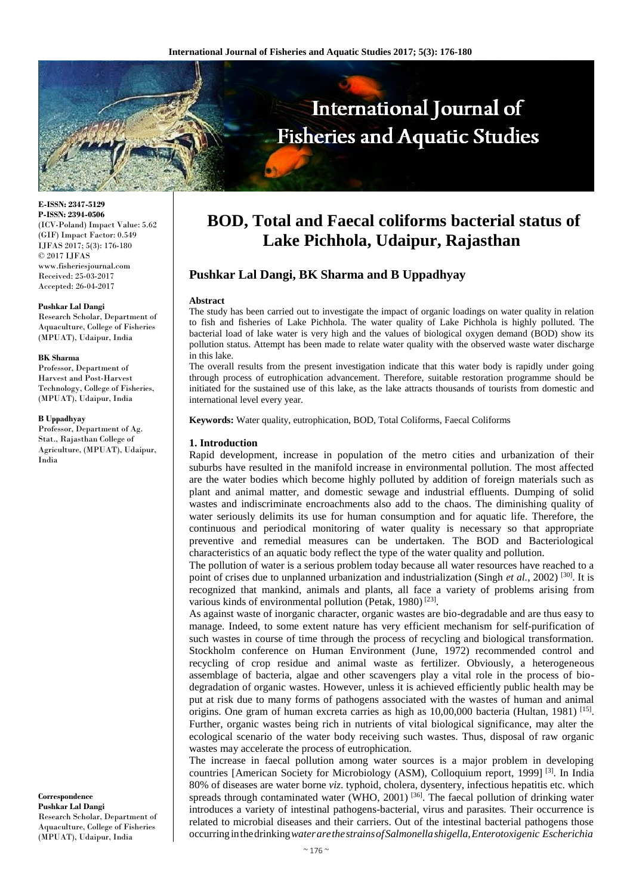# BOD, Total and Faecal coliforms bacterial status of Lake Pichhola, Udaipur, Rajasthan

**Pushkar Lal Dangi, BK Sharma and B Uppadhyay**

**E-ISSN: 2347-5129**
**P-ISSN: 2394-0506**
(ICV-Poland) Impact Value: 5.62
(GIF) Impact Factor: 0.549
IJFAS 2017; 5(3): 176-180
© 2017 IJFAS
www.fisheriesjournal.com
Received: 25-03-2017
Accepted: 26-04-2017

**Pushkar Lal Dangi**
Research Scholar, Department of Aquaculture, College of Fisheries (MPUAT), Udaipur, India

**BK Sharma**
Professor, Department of Harvest and Post-Harvest Technology, College of Fisheries, (MPUAT), Udaipur, India

**B Uppadhyay**
Professor, Department of Ag. Stat., Rajasthan College of Agriculture, (MPUAT), Udaipur, India

**Correspondence**
**Pushkar Lal Dangi**
Research Scholar, Department of Aquaculture, College of Fisheries (MPUAT), Udaipur, India

### Abstract

The study has been carried out to investigate the impact of organic loadings on water quality in relation to fish and fisheries of Lake Pichhola. The water quality of Lake Pichhola is highly polluted. The bacterial load of lake water is very high and the values of biological oxygen demand (BOD) show its pollution status. Attempt has been made to relate water quality with the observed waste water discharge in this lake.

The overall results from the present investigation indicate that this water body is rapidly under going through process of eutrophication advancement. Therefore, suitable restoration programme should be initiated for the sustained use of this lake, as the lake attracts thousands of tourists from domestic and international level every year.

**Keywords:** Water quality, eutrophication, BOD, Total Coliforms, Faecal Coliforms

## 1. Introduction

Rapid development, increase in population of the metro cities and urbanization of their suburbs have resulted in the manifold increase in environmental pollution. The most affected are the water bodies which become highly polluted by addition of foreign materials such as plant and animal matter, and domestic sewage and industrial effluents. Dumping of solid wastes and indiscriminate encroachments also add to the chaos. The diminishing quality of water seriously delimits its use for human consumption and for aquatic life. Therefore, the continuous and periodical monitoring of water quality is necessary so that appropriate preventive and remedial measures can be undertaken. The BOD and Bacteriological characteristics of an aquatic body reflect the type of the water quality and pollution.

The pollution of water is a serious problem today because all water resources have reached to a point of crises due to unplanned urbanization and industrialization (Singh *et al.*, 2002) [30]. It is recognized that mankind, animals and plants, all face a variety of problems arising from various kinds of environmental pollution (Petak, 1980) [23].

As against waste of inorganic character, organic wastes are bio-degradable and are thus easy to manage. Indeed, to some extent nature has very efficient mechanism for self-purification of such wastes in course of time through the process of recycling and biological transformation. Stockholm conference on Human Environment (June, 1972) recommended control and recycling of crop residue and animal waste as fertilizer. Obviously, a heterogeneous assemblage of bacteria, algae and other scavengers play a vital role in the process of bio-degradation of organic wastes. However, unless it is achieved efficiently public health may be put at risk due to many forms of pathogens associated with the wastes of human and animal origins. One gram of human excreta carries as high as 10,00,000 bacteria (Hultan, 1981) [15]. Further, organic wastes being rich in nutrients of vital biological significance, may alter the ecological scenario of the water body receiving such wastes. Thus, disposal of raw organic wastes may accelerate the process of eutrophication.

The increase in faecal pollution among water sources is a major problem in developing countries [American Society for Microbiology (ASM), Colloquium report, 1999] [3]. In India 80% of diseases are water borne *viz.* typhoid, cholera, dysentery, infectious hepatitis etc. which spreads through contaminated water (WHO, 2001) [36]. The faecal pollution of drinking water introduces a variety of intestinal pathogens-bacterial, virus and parasites. Their occurrence is related to microbial diseases and their carriers. Out of the intestinal bacterial pathogens those occurring in the drinking *water are the strains of Salmonella shigella, Enterotoxigenic Escherichia*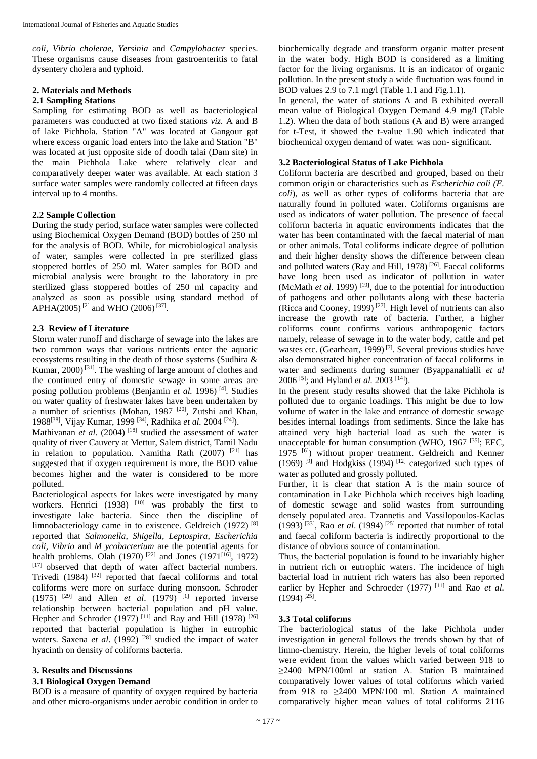*coli, Vibrio cholerae, Yersinia* and *Campylobacter* species. These organisms cause diseases from gastroenteritis to fatal dysentery cholera and typhoid.

## 2. Materials and Methods

### 2.1 Sampling Stations

Sampling for estimating BOD as well as bacteriological parameters was conducted at two fixed stations *viz.* A and B of lake Pichhola. Station "A" was located at Gangour gat where excess organic load enters into the lake and Station "B" was located at just opposite side of doodh talai (Dam site) in the main Pichhola Lake where relatively clear and comparatively deeper water was available. At each station 3 surface water samples were randomly collected at fifteen days interval up to 4 months.

### 2.2 Sample Collection

During the study period, surface water samples were collected using Biochemical Oxygen Demand (BOD) bottles of 250 ml for the analysis of BOD. While, for microbiological analysis of water, samples were collected in pre sterilized glass stoppered bottles of 250 ml. Water samples for BOD and microbial analysis were brought to the laboratory in pre sterilized glass stoppered bottles of 250 ml capacity and analyzed as soon as possible using standard method of APHA(2005) [2] and WHO (2006) [37].

### 2.3 Review of Literature

Storm water runoff and discharge of sewage into the lakes are two common ways that various nutrients enter the aquatic ecosystems resulting in the death of those systems (Sudhira & Kumar, 2000) [31]. The washing of large amount of clothes and the continued entry of domestic sewage in some areas are posing pollution problems (Benjamin *et al.* 1996) [4]. Studies on water quality of freshwater lakes have been undertaken by a number of scientists (Mohan, 1987 [20], Zutshi and Khan, 1988[38], Vijay Kumar, 1999 [34], Radhika *et al.* 2004 [24]).

Mathivanan *et al*. (2004) [18] studied the assessment of water quality of river Cauvery at Mettur, Salem district, Tamil Nadu in relation to population. Namitha Rath (2007) [21] has suggested that if oxygen requirement is more, the BOD value becomes higher and the water is considered to be more polluted.

Bacteriological aspects for lakes were investigated by many workers. Henrici (1938) [10] was probably the first to investigate lake bacteria. Since then the discipline of limnobacteriology came in to existence. Geldreich (1972) [8] reported that *Salmonella, Shigella, Leptospira, Escherichia coli, Vibrio* and *M ycobacterium* are the potential agents for health problems. Olah (1970) [22] and Jones (1971[16], 1972) [17] observed that depth of water affect bacterial numbers. Trivedi (1984) [32] reported that faecal coliforms and total coliforms were more on surface during monsoon. Schroder (1975) [29] and Allen *et al*. (1979) [1] reported inverse relationship between bacterial population and pH value. Hepher and Schroder (1977) [11] and Ray and Hill (1978) [26] reported that bacterial population is higher in eutrophic waters. Saxena *et al*. (1992) [28] studied the impact of water hyacinth on density of coliforms bacteria.

## 3. Results and Discussions

### 3.1 Biological Oxygen Demand

BOD is a measure of quantity of oxygen required by bacteria and other micro-organisms under aerobic condition in order to biochemically degrade and transform organic matter present in the water body. High BOD is considered as a limiting factor for the living organisms. It is an indicator of organic pollution. In the present study a wide fluctuation was found in BOD values 2.9 to 7.1 mg/l (Table 1.1 and Fig.1.1).

In general, the water of stations A and B exhibited overall mean value of Biological Oxygen Demand 4.9 mg/l (Table 1.2). When the data of both stations (A and B) were arranged for t-Test, it showed the t-value 1.90 which indicated that biochemical oxygen demand of water was non- significant.

### 3.2 Bacteriological Status of Lake Pichhola

Coliform bacteria are described and grouped, based on their common origin or characteristics such as *Escherichia coli (E. coli*), as well as other types of coliforms bacteria that are naturally found in polluted water. Coliforms organisms are used as indicators of water pollution. The presence of faecal coliform bacteria in aquatic environments indicates that the water has been contaminated with the faecal material of man or other animals. Total coliforms indicate degree of pollution and their higher density shows the difference between clean and polluted waters (Ray and Hill, 1978) [26]. Faecal coliforms have long been used as indicator of pollution in water (McMath *et al.* 1999) [19], due to the potential for introduction of pathogens and other pollutants along with these bacteria (Ricca and Cooney, 1999) [27]. High level of nutrients can also increase the growth rate of bacteria. Further, a higher coliforms count confirms various anthropogenic factors namely, release of sewage in to the water body, cattle and pet wastes etc. (Gearheart, 1999) [7]. Several previous studies have also demonstrated higher concentration of faecal coliforms in water and sediments during summer (Byappanahialli *et al* 2006 [5]; and Hyland *et al.* 2003 [14]).

In the present study results showed that the lake Pichhola is polluted due to organic loadings. This might be due to low volume of water in the lake and entrance of domestic sewage besides internal loadings from sediments. Since the lake has attained very high bacterial load as such the water is unacceptable for human consumption (WHO, 1967 [35]; EEC, 1975 [6]) without proper treatment. Geldreich and Kenner (1969) [9] and Hodgkiss (1994) [12] categorized such types of water as polluted and grossly polluted.

Further, it is clear that station A is the main source of contamination in Lake Pichhola which receives high loading of domestic sewage and solid wastes from surrounding densely populated area. Tzannetis and Vassilopoulos-Kaclas (1993) [33], Rao *et al*. (1994) [25] reported that number of total and faecal coliform bacteria is indirectly proportional to the distance of obvious source of contamination.

Thus, the bacterial population is found to be invariably higher in nutrient rich or eutrophic waters. The incidence of high bacterial load in nutrient rich waters has also been reported earlier by Hepher and Schroeder (1977) [11] and Rao *et al.* (1994) [25].

### 3.3 Total coliforms

The bacteriological status of the lake Pichhola under investigation in general follows the trends shown by that of limno-chemistry. Herein, the higher levels of total coliforms were evident from the values which varied between 918 to ≥2400 MPN/100ml at station A. Station B maintained comparatively lower values of total coliforms which varied from 918 to ≥2400 MPN/100 ml. Station A maintained comparatively higher mean values of total coliforms 2116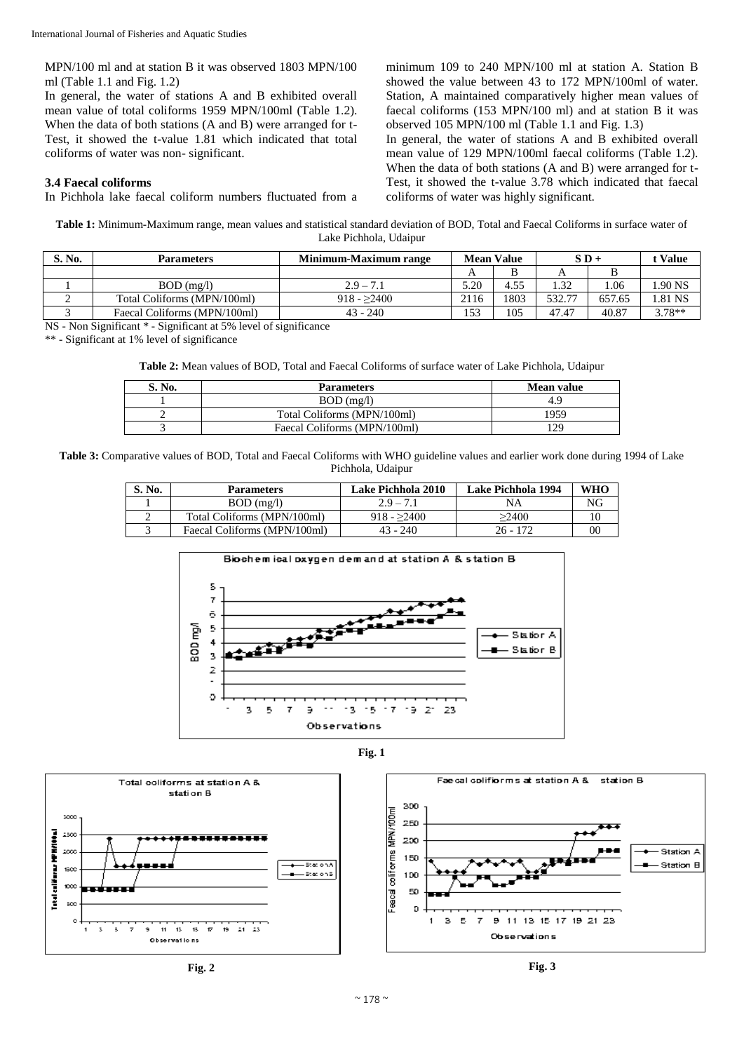MPN/100 ml and at station B it was observed 1803 MPN/100 ml (Table 1.1 and Fig. 1.2)

In general, the water of stations A and B exhibited overall mean value of total coliforms 1959 MPN/100ml (Table 1.2). When the data of both stations (A and B) were arranged for t-Test, it showed the t-value 1.81 which indicated that total coliforms of water was non- significant.

### 3.4 Faecal coliforms

In Pichhola lake faecal coliform numbers fluctuated from a minimum 109 to 240 MPN/100 ml at station A. Station B showed the value between 43 to 172 MPN/100ml of water. Station, A maintained comparatively higher mean values of faecal coliforms (153 MPN/100 ml) and at station B it was observed 105 MPN/100 ml (Table 1.1 and Fig. 1.3)

In general, the water of stations A and B exhibited overall mean value of 129 MPN/100ml faecal coliforms (Table 1.2). When the data of both stations (A and B) were arranged for t-Test, it showed the t-value 3.78 which indicated that faecal coliforms of water was highly significant.

**Table 1:** Minimum-Maximum range, mean values and statistical standard deviation of BOD, Total and Faecal Coliforms in surface water of Lake Pichhola, Udaipur

| S. No. | Parameters | Minimum-Maximum range | Mean Value | | S D + | | t Value |
|---|---|---|---|---|---|---|---|
| | | | A | B | A | B | |
| 1 | BOD (mg/l) | 2.9 – 7.1 | 5.20 | 4.55 | 1.32 | 1.06 | 1.90 NS |
| 2 | Total Coliforms (MPN/100ml) | 918 - ≥2400 | 2116 | 1803 | 532.77 | 657.65 | 1.81 NS |
| 3 | Faecal Coliforms (MPN/100ml) | 43 - 240 | 153 | 105 | 47.47 | 40.87 | 3.78** |

NS - Non Significant * - Significant at 5% level of significance

** - Significant at 1% level of significance

**Table 2:** Mean values of BOD, Total and Faecal Coliforms of surface water of Lake Pichhola, Udaipur

| S. No. | Parameters | Mean value |
|---|---|---|
| 1 | BOD (mg/l) | 4.9 |
| 2 | Total Coliforms (MPN/100ml) | 1959 |
| 3 | Faecal Coliforms (MPN/100ml) | 129 |

**Table 3:** Comparative values of BOD, Total and Faecal Coliforms with WHO guideline values and earlier work done during 1994 of Lake Pichhola, Udaipur

| S. No. | Parameters | Lake Pichhola 2010 | Lake Pichhola 1994 | WHO |
|---|---|---|---|---|
| 1 | BOD (mg/l) | 2.9 – 7.1 | NA | NG |
| 2 | Total Coliforms (MPN/100ml) | 918 - ≥2400 | ≥2400 | 10 |
| 3 | Faecal Coliforms (MPN/100ml) | 43 - 240 | 26 - 172 | 00 |

**Fig. 1**

**Fig. 2**

**Fig. 3**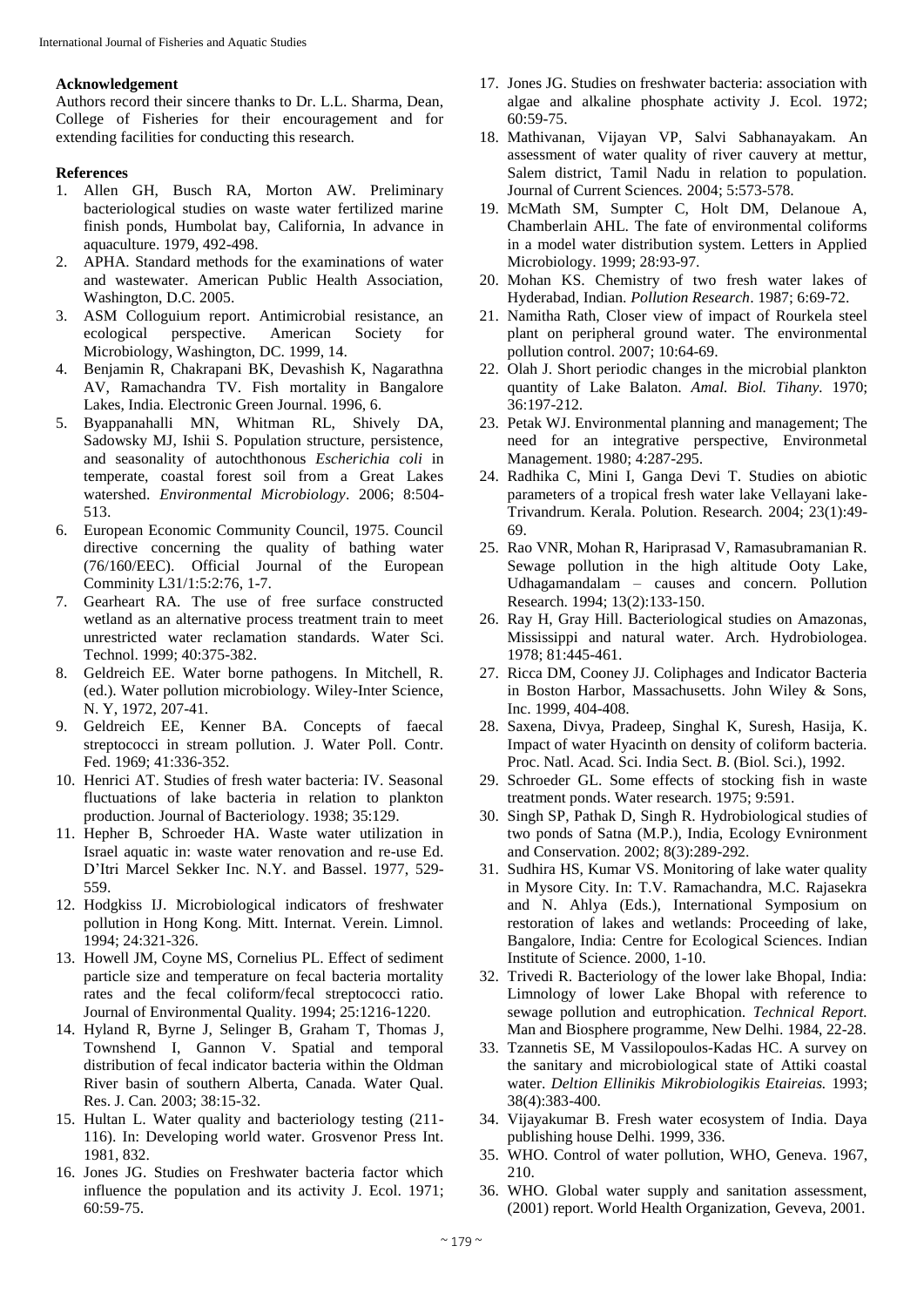## Acknowledgement

Authors record their sincere thanks to Dr. L.L. Sharma, Dean, College of Fisheries for their encouragement and for extending facilities for conducting this research.

## References

1. Allen GH, Busch RA, Morton AW. Preliminary bacteriological studies on waste water fertilized marine finish ponds, Humbolat bay, California, In advance in aquaculture. 1979, 492-498.
2. APHA. Standard methods for the examinations of water and wastewater. American Public Health Association, Washington, D.C. 2005.
3. ASM Colloguium report. Antimicrobial resistance, an ecological perspective. American Society for Microbiology, Washington, DC. 1999, 14.
4. Benjamin R, Chakrapani BK, Devashish K, Nagarathna AV, Ramachandra TV. Fish mortality in Bangalore Lakes, India. Electronic Green Journal. 1996, 6.
5. Byappanahalli MN, Whitman RL, Shively DA, Sadowsky MJ, Ishii S. Population structure, persistence, and seasonality of autochthonous *Escherichia coli* in temperate, coastal forest soil from a Great Lakes watershed. *Environmental Microbiology*. 2006; 8:504-513.
6. European Economic Community Council, 1975. Council directive concerning the quality of bathing water (76/160/EEC). Official Journal of the European Comminity L31/1:5:2:76, 1-7.
7. Gearheart RA. The use of free surface constructed wetland as an alternative process treatment train to meet unrestricted water reclamation standards. Water Sci. Technol. 1999; 40:375-382.
8. Geldreich EE. Water borne pathogens. In Mitchell, R. (ed.). Water pollution microbiology. Wiley-Inter Science, N. Y, 1972, 207-41.
9. Geldreich EE, Kenner BA. Concepts of faecal streptococci in stream pollution. J. Water Poll. Contr. Fed. 1969; 41:336-352.
10. Henrici AT. Studies of fresh water bacteria: IV. Seasonal fluctuations of lake bacteria in relation to plankton production. Journal of Bacteriology. 1938; 35:129.
11. Hepher B, Schroeder HA. Waste water utilization in Israel aquatic in: waste water renovation and re-use Ed. D'Itri Marcel Sekker Inc. N.Y. and Bassel. 1977, 529-559.
12. Hodgkiss IJ. Microbiological indicators of freshwater pollution in Hong Kong. Mitt. Internat. Verein. Limnol. 1994; 24:321-326.
13. Howell JM, Coyne MS, Cornelius PL. Effect of sediment particle size and temperature on fecal bacteria mortality rates and the fecal coliform/fecal streptococci ratio. Journal of Environmental Quality. 1994; 25:1216-1220.
14. Hyland R, Byrne J, Selinger B, Graham T, Thomas J, Townshend I, Gannon V. Spatial and temporal distribution of fecal indicator bacteria within the Oldman River basin of southern Alberta, Canada. Water Qual. Res. J. Can. 2003; 38:15-32.
15. Hultan L. Water quality and bacteriology testing (211-116). In: Developing world water. Grosvenor Press Int. 1981, 832.
16. Jones JG. Studies on Freshwater bacteria factor which influence the population and its activity J. Ecol. 1971; 60:59-75.
17. Jones JG. Studies on freshwater bacteria: association with algae and alkaline phosphate activity J. Ecol. 1972; 60:59-75.
18. Mathivanan, Vijayan VP, Salvi Sabhanayakam. An assessment of water quality of river cauvery at mettur, Salem district, Tamil Nadu in relation to population. Journal of Current Sciences. 2004; 5:573-578.
19. McMath SM, Sumpter C, Holt DM, Delanoue A, Chamberlain AHL. The fate of environmental coliforms in a model water distribution system. Letters in Applied Microbiology. 1999; 28:93-97.
20. Mohan KS. Chemistry of two fresh water lakes of Hyderabad, Indian. *Pollution Research*. 1987; 6:69-72.
21. Namitha Rath, Closer view of impact of Rourkela steel plant on peripheral ground water. The environmental pollution control. 2007; 10:64-69.
22. Olah J. Short periodic changes in the microbial plankton quantity of Lake Balaton. *Amal. Biol. Tihany*. 1970; 36:197-212.
23. Petak WJ. Environmental planning and management; The need for an integrative perspective, Environmetal Management. 1980; 4:287-295.
24. Radhika C, Mini I, Ganga Devi T. Studies on abiotic parameters of a tropical fresh water lake Vellayani lake-Trivandrum. Kerala. Polution. Research. 2004; 23(1):49-69.
25. Rao VNR, Mohan R, Hariprasad V, Ramasubramanian R. Sewage pollution in the high altitude Ooty Lake, Udhagamandalam – causes and concern. Pollution Research. 1994; 13(2):133-150.
26. Ray H, Gray Hill. Bacteriological studies on Amazonas, Mississippi and natural water. Arch. Hydrobiologea. 1978; 81:445-461.
27. Ricca DM, Cooney JJ. Coliphages and Indicator Bacteria in Boston Harbor, Massachusetts. John Wiley & Sons, Inc. 1999, 404-408.
28. Saxena, Divya, Pradeep, Singhal K, Suresh, Hasija, K. Impact of water Hyacinth on density of coliform bacteria. Proc. Natl. Acad. Sci. India Sect. *B*. (Biol. Sci.), 1992.
29. Schroeder GL. Some effects of stocking fish in waste treatment ponds. Water research. 1975; 9:591.
30. Singh SP, Pathak D, Singh R. Hydrobiological studies of two ponds of Satna (M.P.), India, Ecology Evnironment and Conservation. 2002; 8(3):289-292.
31. Sudhira HS, Kumar VS. Monitoring of lake water quality in Mysore City. In: T.V. Ramachandra, M.C. Rajasekra and N. Ahlya (Eds.), International Symposium on restoration of lakes and wetlands: Proceeding of lake, Bangalore, India: Centre for Ecological Sciences. Indian Institute of Science. 2000, 1-10.
32. Trivedi R. Bacteriology of the lower lake Bhopal, India: Limnology of lower Lake Bhopal with reference to sewage pollution and eutrophication. *Technical Report*. Man and Biosphere programme, New Delhi. 1984, 22-28.
33. Tzannetis SE, M Vassilopoulos-Kadas HC. A survey on the sanitary and microbiological state of Attiki coastal water. *Deltion Ellinikis Mikrobiologikis Etaireias.* 1993; 38(4):383-400.
34. Vijayakumar B. Fresh water ecosystem of India. Daya publishing house Delhi. 1999, 336.
35. WHO. Control of water pollution, WHO, Geneva. 1967, 210.
36. WHO. Global water supply and sanitation assessment, (2001) report. World Health Organization, Geveva, 2001.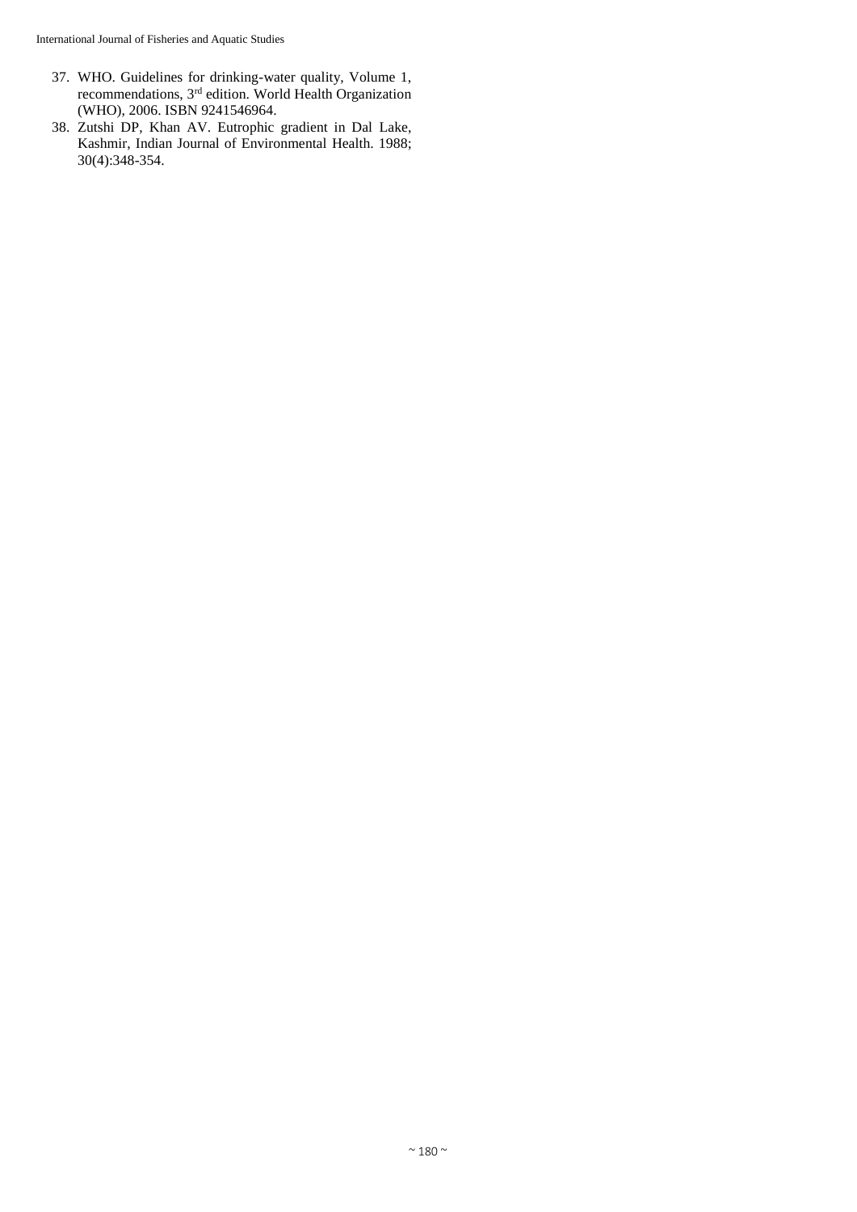37. WHO. Guidelines for drinking-water quality, Volume 1, recommendations, 3rd edition. World Health Organization (WHO), 2006. ISBN 9241546964.
38. Zutshi DP, Khan AV. Eutrophic gradient in Dal Lake, Kashmir, Indian Journal of Environmental Health. 1988; 30(4):348-354.